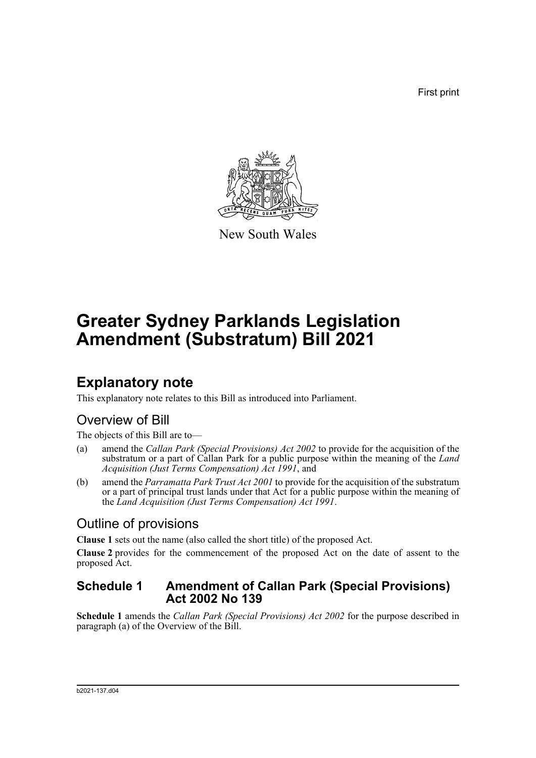First print

New South Wales

# Greater Sydney Parklands Legislation Amendment (Substratum) Bill 2021

## Explanatory note

This explanatory note relates to this Bill as introduced into Parliament.

### Overview of Bill

The objects of this Bill are to—

(a) amend the *Callan Park (Special Provisions) Act 2002* to provide for the acquisition of the substratum or a part of Callan Park for a public purpose within the meaning of the *Land Acquisition (Just Terms Compensation) Act 1991*, and

(b) amend the *Parramatta Park Trust Act 2001* to provide for the acquisition of the substratum or a part of principal trust lands under that Act for a public purpose within the meaning of the *Land Acquisition (Just Terms Compensation) Act 1991*.

### Outline of provisions

**Clause 1** sets out the name (also called the short title) of the proposed Act.

**Clause 2** provides for the commencement of the proposed Act on the date of assent to the proposed Act.

### Schedule 1 Amendment of Callan Park (Special Provisions) Act 2002 No 139

**Schedule 1** amends the *Callan Park (Special Provisions) Act 2002* for the purpose described in paragraph (a) of the Overview of the Bill.

b2021-137.d04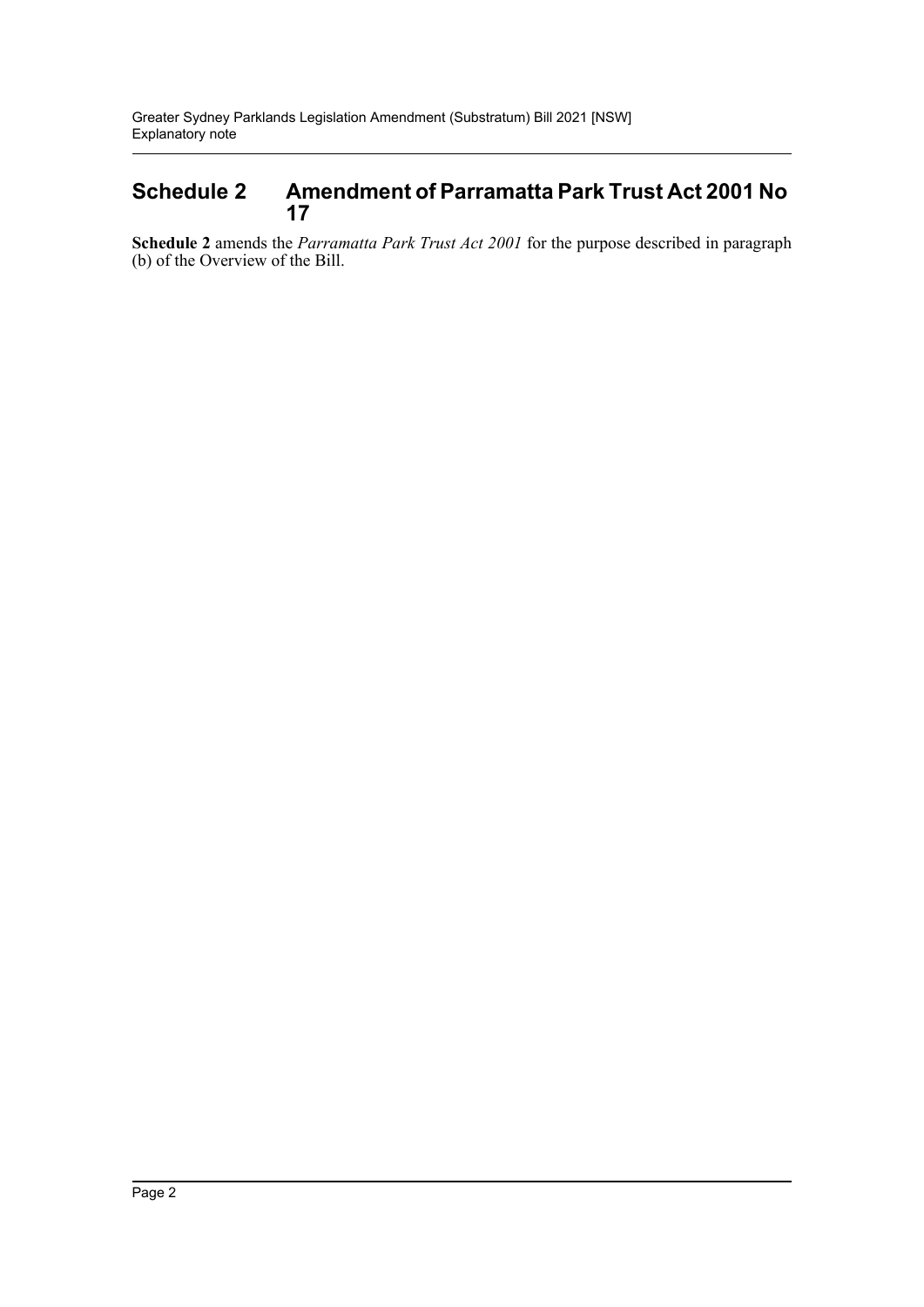## Schedule 2 Amendment of Parramatta Park Trust Act 2001 No 17

**Schedule 2** amends the *Parramatta Park Trust Act 2001* for the purpose described in paragraph (b) of the Overview of the Bill.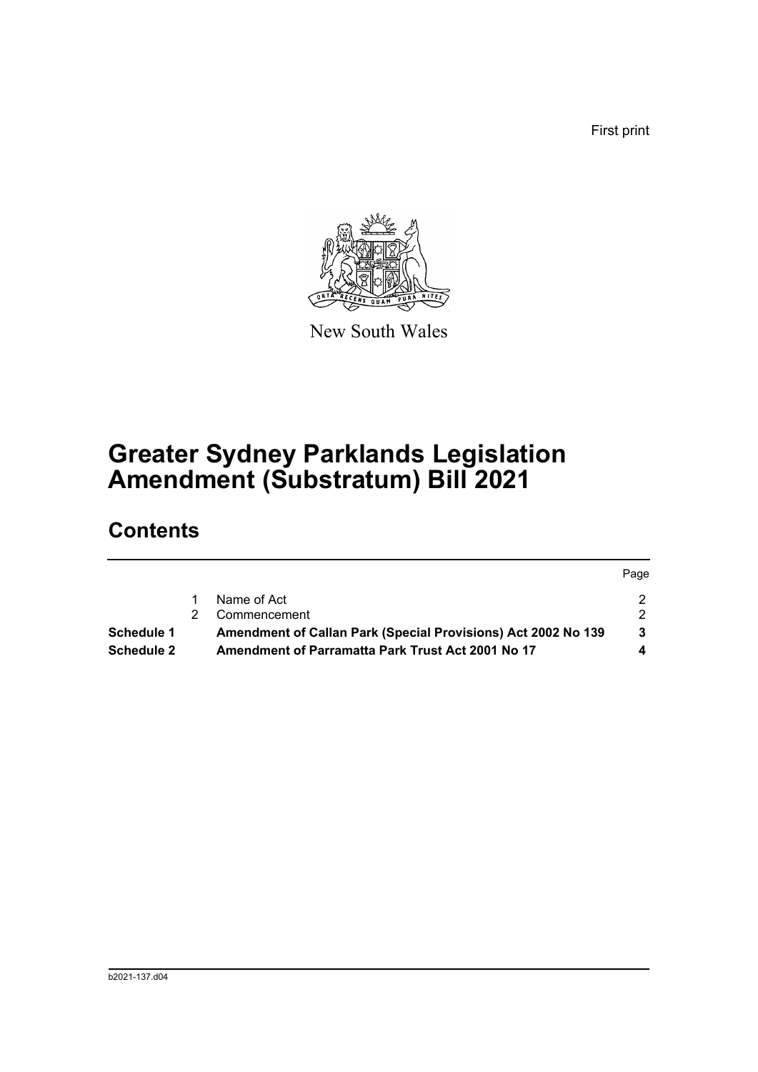First print

New South Wales

# Greater Sydney Parklands Legislation Amendment (Substratum) Bill 2021

## Contents

| | | | Page |
|---|---|---|---|
| | 1 | Name of Act | 2 |
| | 2 | Commencement | 2 |
| **Schedule 1** | | **Amendment of Callan Park (Special Provisions) Act 2002 No 139** | **3** |
| **Schedule 2** | | **Amendment of Parramatta Park Trust Act 2001 No 17** | **4** |

b2021-137.d04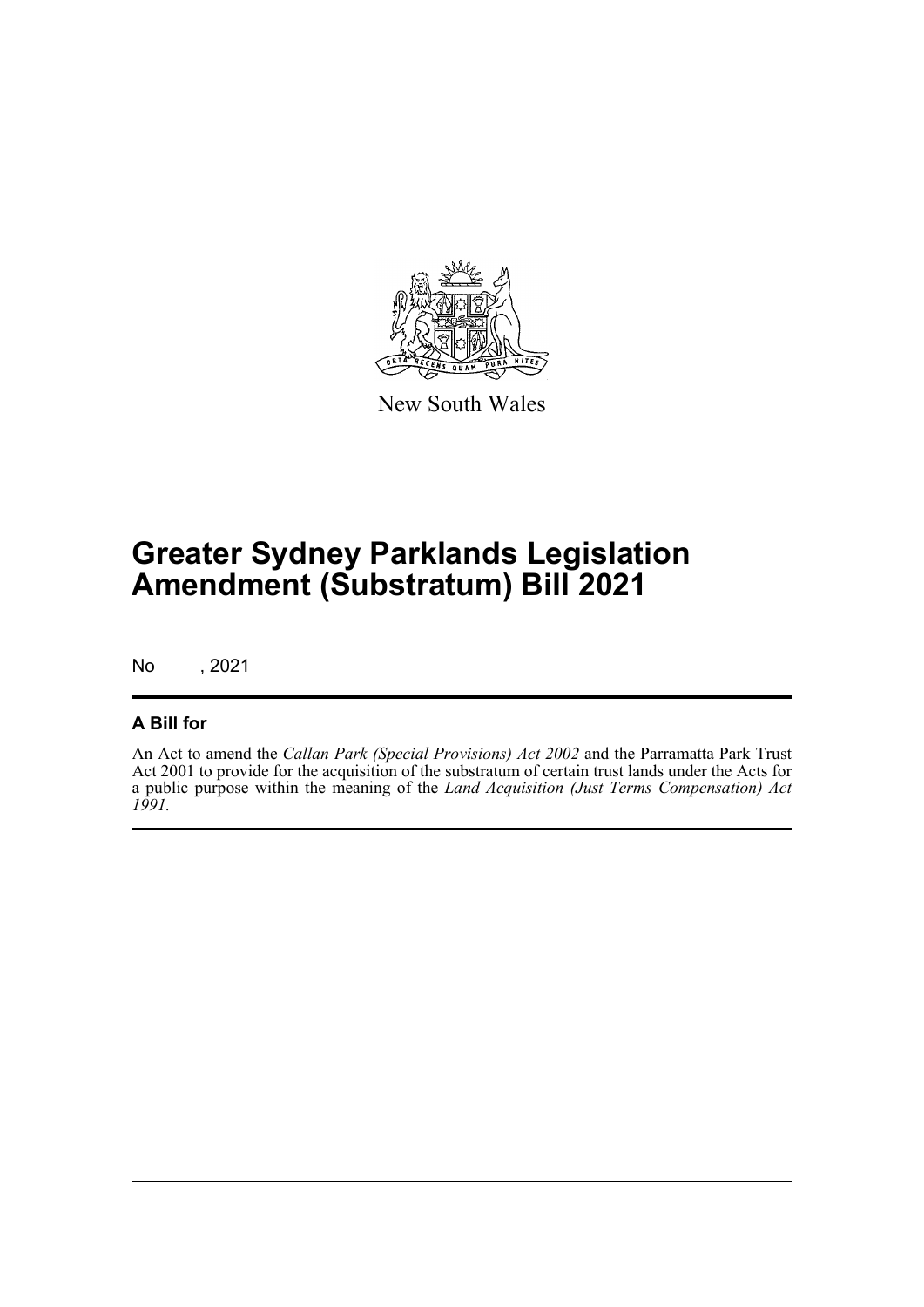New South Wales

# Greater Sydney Parklands Legislation Amendment (Substratum) Bill 2021

No , 2021

## A Bill for

An Act to amend the *Callan Park (Special Provisions) Act 2002* and the Parramatta Park Trust Act 2001 to provide for the acquisition of the substratum of certain trust lands under the Acts for a public purpose within the meaning of the *Land Acquisition (Just Terms Compensation) Act 1991.*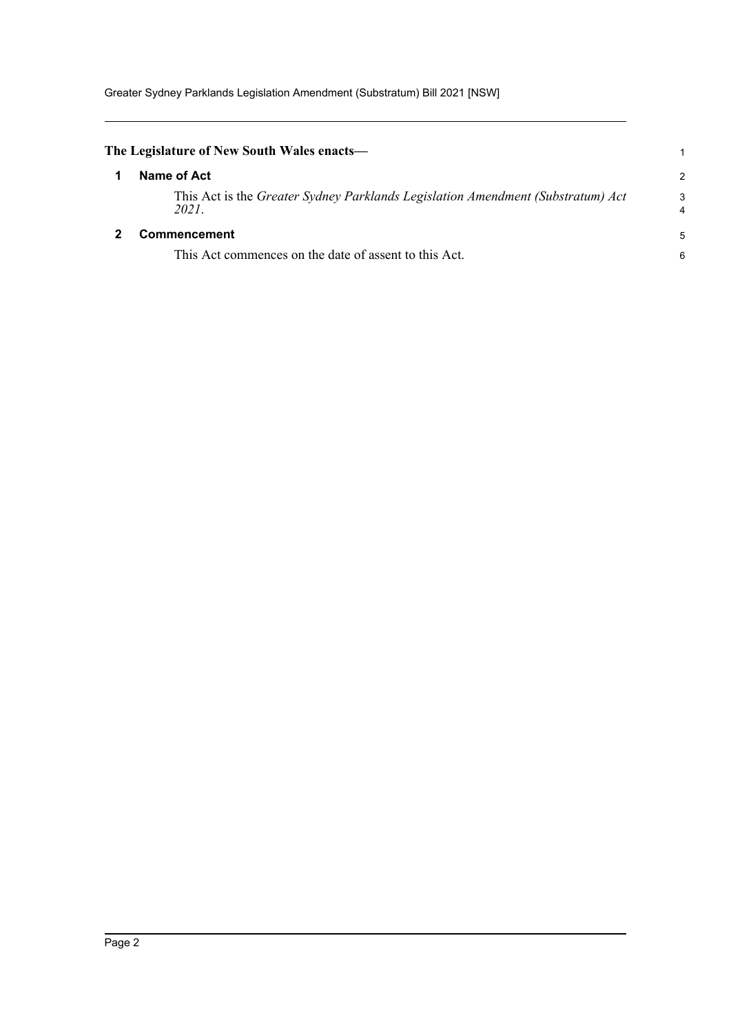**The Legislature of New South Wales enacts—**

## 1 Name of Act

This Act is the *Greater Sydney Parklands Legislation Amendment (Substratum) Act 2021*.

## 2 Commencement

This Act commences on the date of assent to this Act.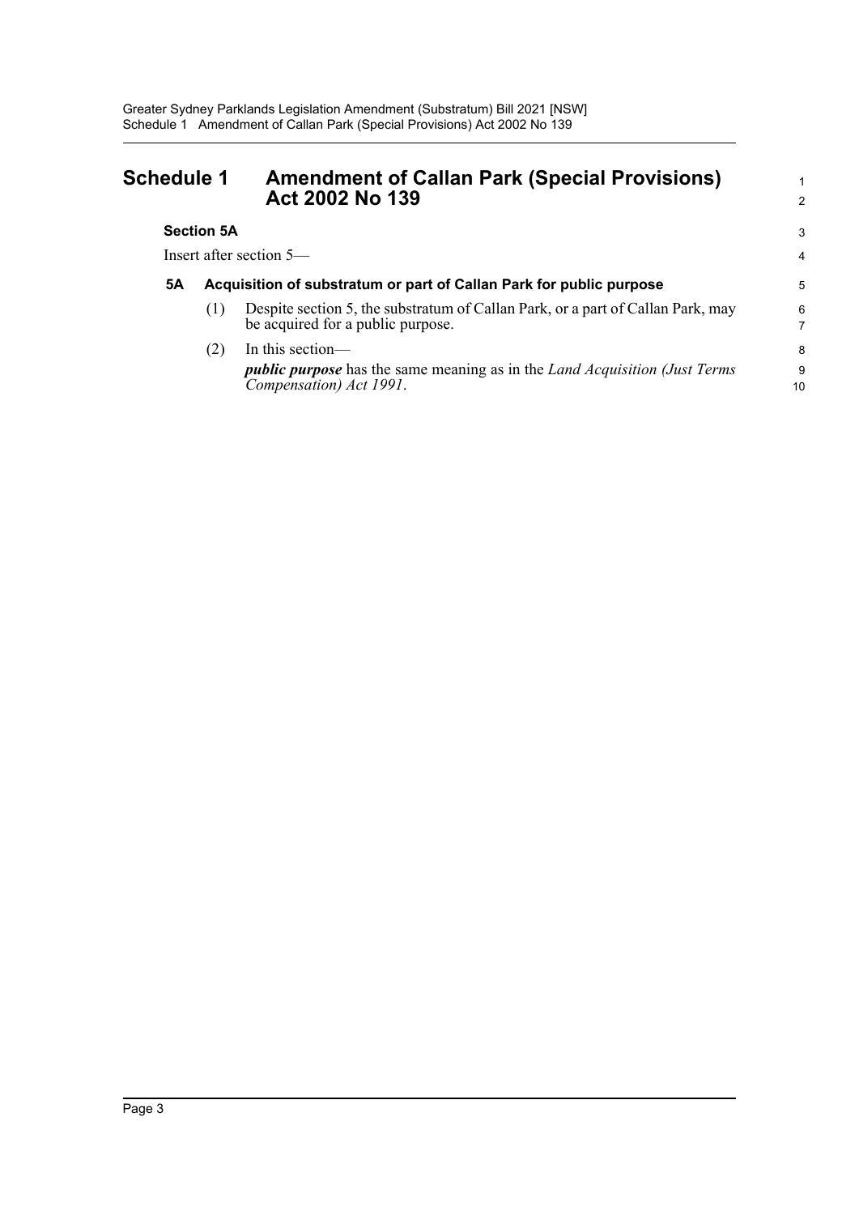# Schedule 1 Amendment of Callan Park (Special Provisions) Act 2002 No 139

**Section 5A**

Insert after section 5—

**5A Acquisition of substratum or part of Callan Park for public purpose**

(1) Despite section 5, the substratum of Callan Park, or a part of Callan Park, may be acquired for a public purpose.

(2) In this section—

***public purpose*** has the same meaning as in the *Land Acquisition (Just Terms Compensation) Act 1991*.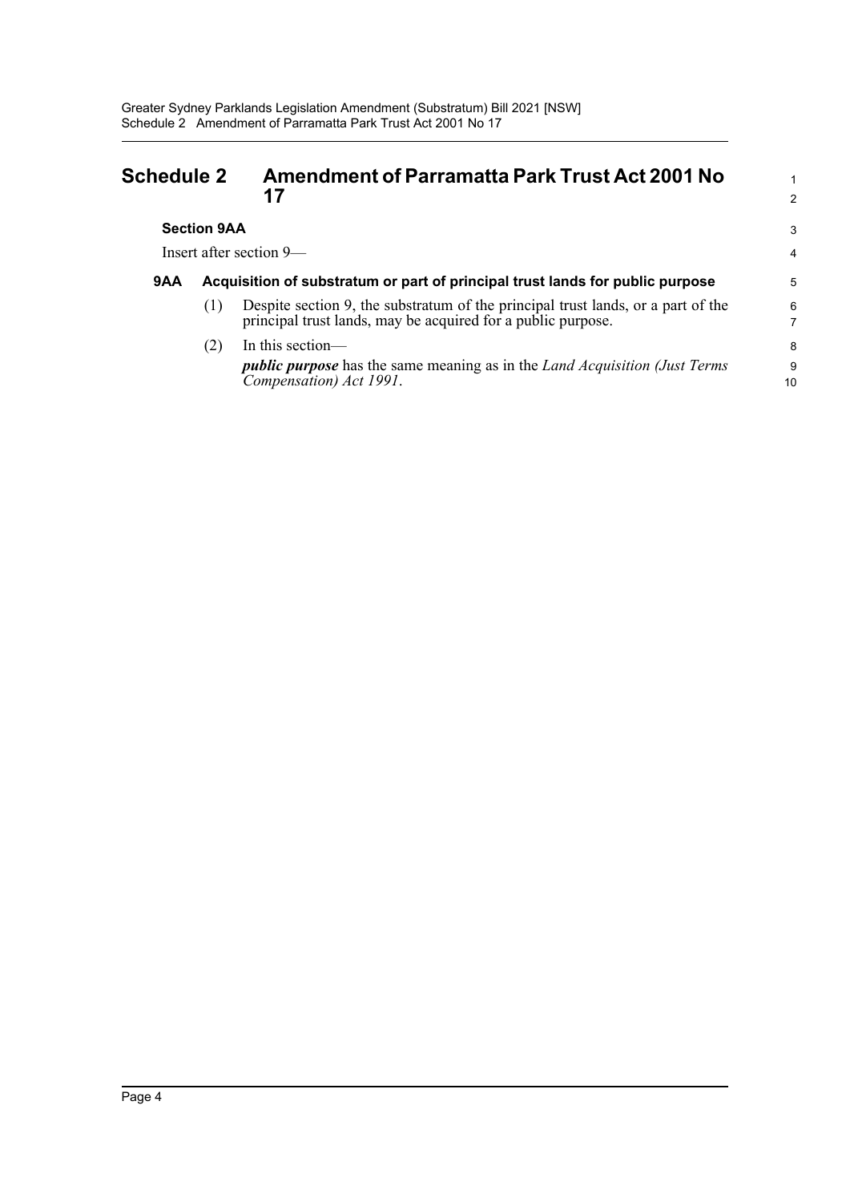# Schedule 2 Amendment of Parramatta Park Trust Act 2001 No 17

**Section 9AA**

Insert after section 9—

**9AA Acquisition of substratum or part of principal trust lands for public purpose**

(1) Despite section 9, the substratum of the principal trust lands, or a part of the principal trust lands, may be acquired for a public purpose.

(2) In this section—

***public purpose*** has the same meaning as in the *Land Acquisition (Just Terms Compensation) Act 1991*.